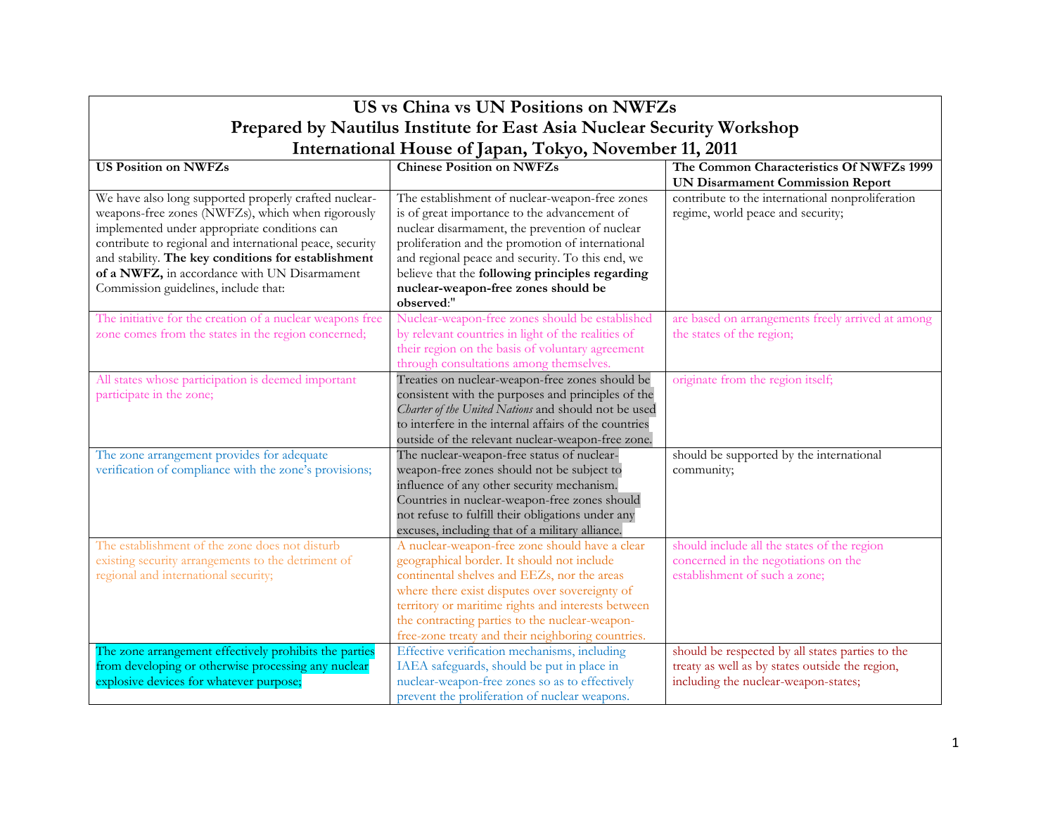# US vs China vs UN Positions on NWFZs

## Prepared by Nautilus Institute for East Asia Nuclear Security Workshop

## International House of Japan, Tokyo, November 11, 2011

| **US Position on NWFZs** | **Chinese Position on NWFZs** | **The Common Characteristics Of NWFZs 1999 UN Disarmament Commission Report** |
|---|---|---|
| We have also long supported properly crafted nuclear-weapons-free zones (NWFZs), which when rigorously implemented under appropriate conditions can contribute to regional and international peace, security and stability. **The key conditions for establishment of a NWFZ,** in accordance with UN Disarmament Commission guidelines, include that: | The establishment of nuclear-weapon-free zones is of great importance to the advancement of nuclear disarmament, the prevention of nuclear proliferation and the promotion of international and regional peace and security. To this end, we believe that the **following principles regarding nuclear-weapon-free zones should be observed**:" | contribute to the international nonproliferation regime, world peace and security; |
| The initiative for the creation of a nuclear weapons free zone comes from the states in the region concerned; | Nuclear-weapon-free zones should be established by relevant countries in light of the realities of their region on the basis of voluntary agreement through consultations among themselves. | are based on arrangements freely arrived at among the states of the region; |
| All states whose participation is deemed important participate in the zone; | Treaties on nuclear-weapon-free zones should be consistent with the purposes and principles of the *Charter of the United Nations* and should not be used to interfere in the internal affairs of the countries outside of the relevant nuclear-weapon-free zone. | originate from the region itself; |
| The zone arrangement provides for adequate verification of compliance with the zone's provisions; | The nuclear-weapon-free status of nuclear-weapon-free zones should not be subject to influence of any other security mechanism. Countries in nuclear-weapon-free zones should not refuse to fulfill their obligations under any excuses, including that of a military alliance. | should be supported by the international community; |
| The establishment of the zone does not disturb existing security arrangements to the detriment of regional and international security; | A nuclear-weapon-free zone should have a clear geographical border. It should not include continental shelves and EEZs, nor the areas where there exist disputes over sovereignty of territory or maritime rights and interests between the contracting parties to the nuclear-weapon-free-zone treaty and their neighboring countries. | should include all the states of the region concerned in the negotiations on the establishment of such a zone; |
| The zone arrangement effectively prohibits the parties from developing or otherwise processing any nuclear explosive devices for whatever purpose; | Effective verification mechanisms, including IAEA safeguards, should be put in place in nuclear-weapon-free zones so as to effectively prevent the proliferation of nuclear weapons. | should be respected by all states parties to the treaty as well as by states outside the region, including the nuclear-weapon-states; |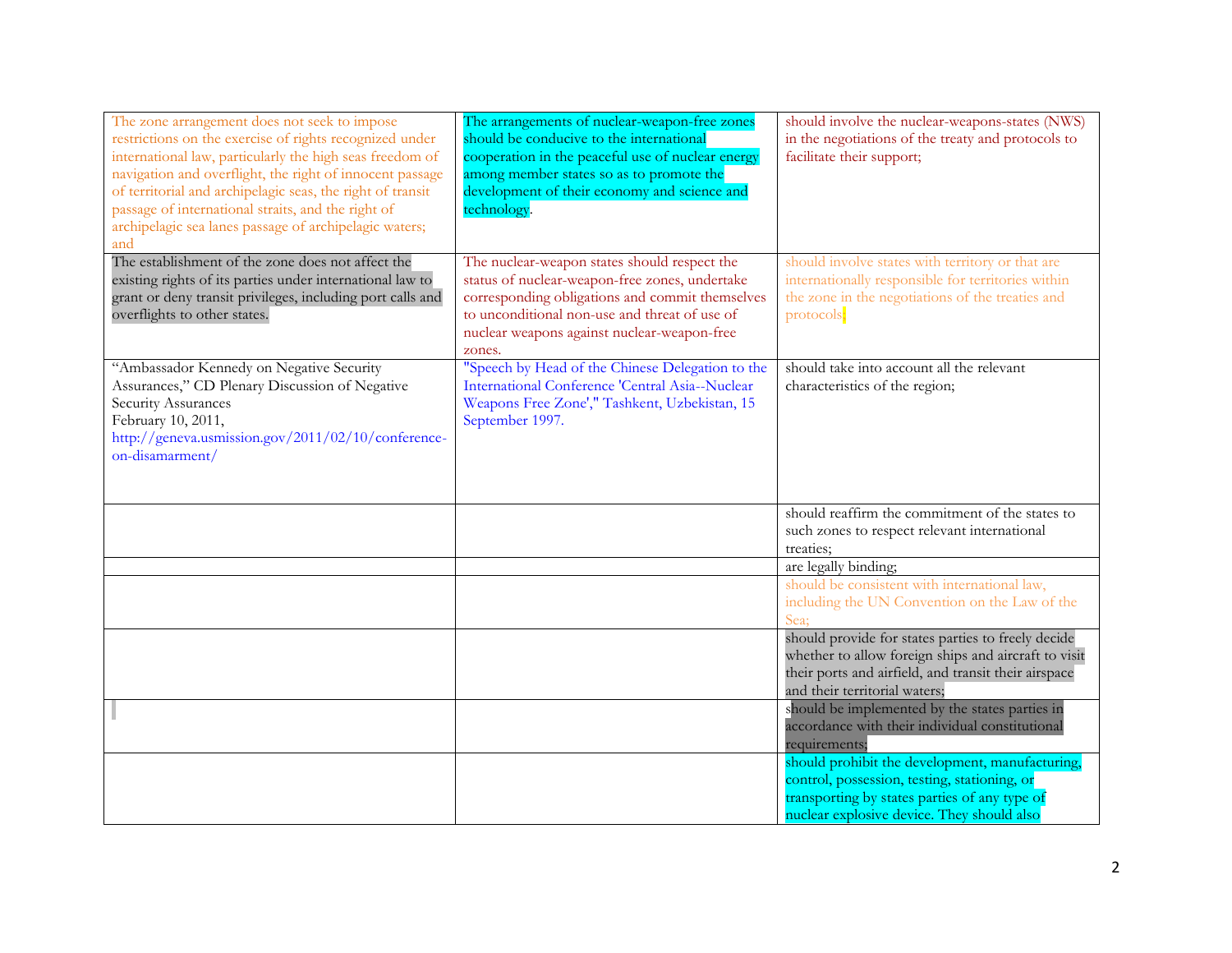| | | |
|---|---|---|
| The zone arrangement does not seek to impose restrictions on the exercise of rights recognized under international law, particularly the high seas freedom of navigation and overflight, the right of innocent passage of territorial and archipelagic seas, the right of transit passage of international straits, and the right of archipelagic sea lanes passage of archipelagic waters; and | The arrangements of nuclear-weapon-free zones should be conducive to the international cooperation in the peaceful use of nuclear energy among member states so as to promote the development of their economy and science and technology. | should involve the nuclear-weapons-states (NWS) in the negotiations of the treaty and protocols to facilitate their support; |
| The establishment of the zone does not affect the existing rights of its parties under international law to grant or deny transit privileges, including port calls and overflights to other states. | The nuclear-weapon states should respect the status of nuclear-weapon-free zones, undertake corresponding obligations and commit themselves to unconditional non-use and threat of use of nuclear weapons against nuclear-weapon-free zones. | should involve states with territory or that are internationally responsible for territories within the zone in the negotiations of the treaties and protocols; |
| "Ambassador Kennedy on Negative Security Assurances," CD Plenary Discussion of Negative Security Assurances February 10, 2011, http://geneva.usmission.gov/2011/02/10/conference-on-disamarment/ | "Speech by Head of the Chinese Delegation to the International Conference 'Central Asia--Nuclear Weapons Free Zone'," Tashkent, Uzbekistan, 15 September 1997. | should take into account all the relevant characteristics of the region; |
| | | should reaffirm the commitment of the states to such zones to respect relevant international treaties; |
| | | are legally binding; |
| | | should be consistent with international law, including the UN Convention on the Law of the Sea; |
| | | should provide for states parties to freely decide whether to allow foreign ships and aircraft to visit their ports and airfield, and transit their airspace and their territorial waters; |
| | | should be implemented by the states parties in accordance with their individual constitutional requirements; |
| | | should prohibit the development, manufacturing, control, possession, testing, stationing, or transporting by states parties of any type of nuclear explosive device. They should also |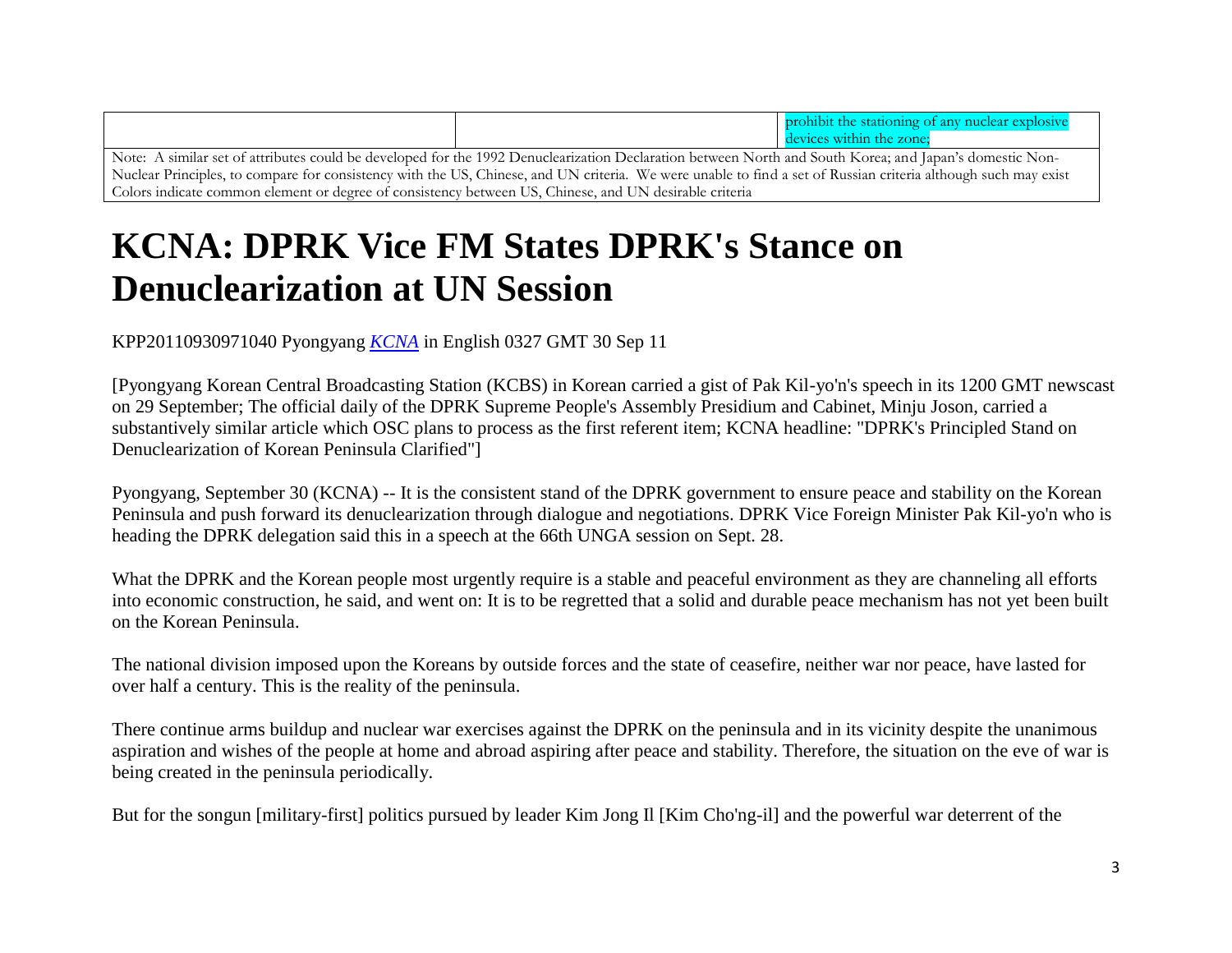| | | prohibit the stationing of any nuclear explosive devices within the zone; |
|---|---|---|
| Note: A similar set of attributes could be developed for the 1992 Denuclearization Declaration between North and South Korea; and Japan's domestic Non-Nuclear Principles, to compare for consistency with the US, Chinese, and UN criteria. We were unable to find a set of Russian criteria although such may exist Colors indicate common element or degree of consistency between US, Chinese, and UN desirable criteria | | |

# KCNA: DPRK Vice FM States DPRK's Stance on Denuclearization at UN Session

KPP20110930971040 Pyongyang *KCNA* in English 0327 GMT 30 Sep 11

[Pyongyang Korean Central Broadcasting Station (KCBS) in Korean carried a gist of Pak Kil-yo'n's speech in its 1200 GMT newscast on 29 September; The official daily of the DPRK Supreme People's Assembly Presidium and Cabinet, Minju Joson, carried a substantively similar article which OSC plans to process as the first referent item; KCNA headline: "DPRK's Principled Stand on Denuclearization of Korean Peninsula Clarified"]

Pyongyang, September 30 (KCNA) -- It is the consistent stand of the DPRK government to ensure peace and stability on the Korean Peninsula and push forward its denuclearization through dialogue and negotiations. DPRK Vice Foreign Minister Pak Kil-yo'n who is heading the DPRK delegation said this in a speech at the 66th UNGA session on Sept. 28.

What the DPRK and the Korean people most urgently require is a stable and peaceful environment as they are channeling all efforts into economic construction, he said, and went on: It is to be regretted that a solid and durable peace mechanism has not yet been built on the Korean Peninsula.

The national division imposed upon the Koreans by outside forces and the state of ceasefire, neither war nor peace, have lasted for over half a century. This is the reality of the peninsula.

There continue arms buildup and nuclear war exercises against the DPRK on the peninsula and in its vicinity despite the unanimous aspiration and wishes of the people at home and abroad aspiring after peace and stability. Therefore, the situation on the eve of war is being created in the peninsula periodically.

But for the songun [military-first] politics pursued by leader Kim Jong Il [Kim Cho'ng-il] and the powerful war deterrent of the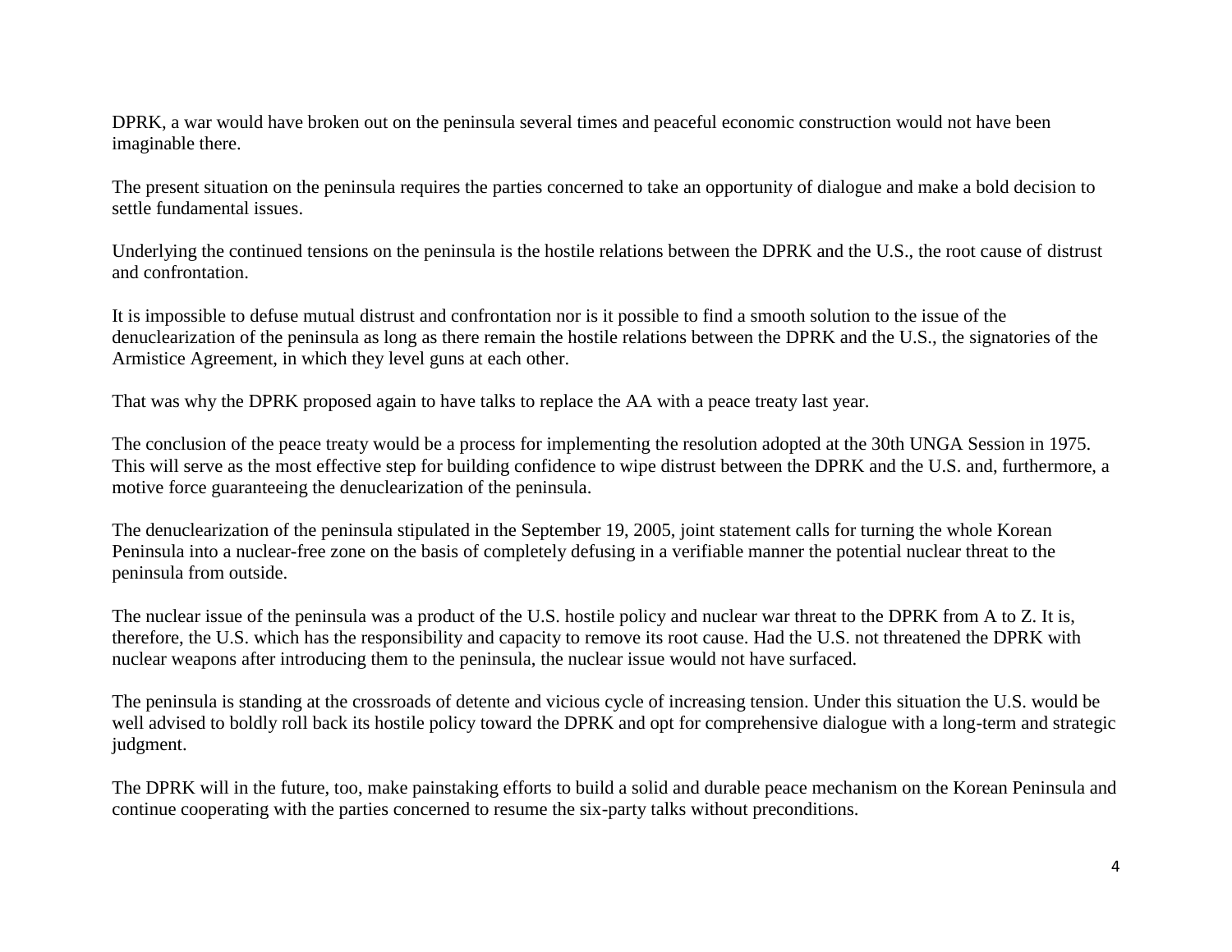DPRK, a war would have broken out on the peninsula several times and peaceful economic construction would not have been imaginable there.

The present situation on the peninsula requires the parties concerned to take an opportunity of dialogue and make a bold decision to settle fundamental issues.

Underlying the continued tensions on the peninsula is the hostile relations between the DPRK and the U.S., the root cause of distrust and confrontation.

It is impossible to defuse mutual distrust and confrontation nor is it possible to find a smooth solution to the issue of the denuclearization of the peninsula as long as there remain the hostile relations between the DPRK and the U.S., the signatories of the Armistice Agreement, in which they level guns at each other.

That was why the DPRK proposed again to have talks to replace the AA with a peace treaty last year.

The conclusion of the peace treaty would be a process for implementing the resolution adopted at the 30th UNGA Session in 1975. This will serve as the most effective step for building confidence to wipe distrust between the DPRK and the U.S. and, furthermore, a motive force guaranteeing the denuclearization of the peninsula.

The denuclearization of the peninsula stipulated in the September 19, 2005, joint statement calls for turning the whole Korean Peninsula into a nuclear-free zone on the basis of completely defusing in a verifiable manner the potential nuclear threat to the peninsula from outside.

The nuclear issue of the peninsula was a product of the U.S. hostile policy and nuclear war threat to the DPRK from A to Z. It is, therefore, the U.S. which has the responsibility and capacity to remove its root cause. Had the U.S. not threatened the DPRK with nuclear weapons after introducing them to the peninsula, the nuclear issue would not have surfaced.

The peninsula is standing at the crossroads of detente and vicious cycle of increasing tension. Under this situation the U.S. would be well advised to boldly roll back its hostile policy toward the DPRK and opt for comprehensive dialogue with a long-term and strategic judgment.

The DPRK will in the future, too, make painstaking efforts to build a solid and durable peace mechanism on the Korean Peninsula and continue cooperating with the parties concerned to resume the six-party talks without preconditions.